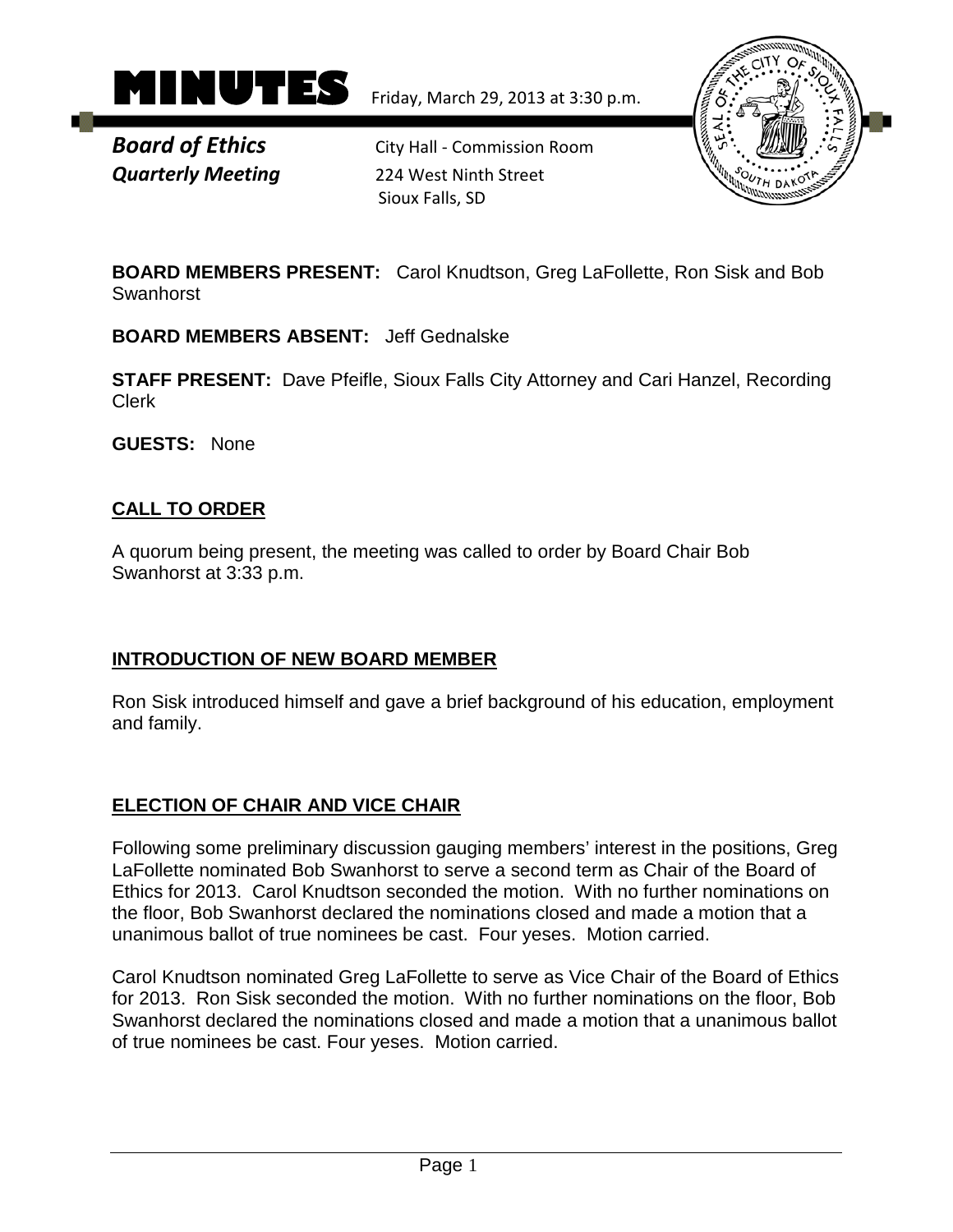# MINUTES

Friday, March 29, 2013 at 3:30 p.m.

***Board of Ethics***
***Quarterly Meeting***

City Hall - Commission Room
224 West Ninth Street
Sioux Falls, SD

**BOARD MEMBERS PRESENT:** Carol Knudtson, Greg LaFollette, Ron Sisk and Bob Swanhorst

**BOARD MEMBERS ABSENT:** Jeff Gednalske

**STAFF PRESENT:** Dave Pfeifle, Sioux Falls City Attorney and Cari Hanzel, Recording Clerk

**GUESTS:** None

## CALL TO ORDER

A quorum being present, the meeting was called to order by Board Chair Bob Swanhorst at 3:33 p.m.

## INTRODUCTION OF NEW BOARD MEMBER

Ron Sisk introduced himself and gave a brief background of his education, employment and family.

## ELECTION OF CHAIR AND VICE CHAIR

Following some preliminary discussion gauging members' interest in the positions, Greg LaFollette nominated Bob Swanhorst to serve a second term as Chair of the Board of Ethics for 2013. Carol Knudtson seconded the motion. With no further nominations on the floor, Bob Swanhorst declared the nominations closed and made a motion that a unanimous ballot of true nominees be cast. Four yeses. Motion carried.

Carol Knudtson nominated Greg LaFollette to serve as Vice Chair of the Board of Ethics for 2013. Ron Sisk seconded the motion. With no further nominations on the floor, Bob Swanhorst declared the nominations closed and made a motion that a unanimous ballot of true nominees be cast. Four yeses. Motion carried.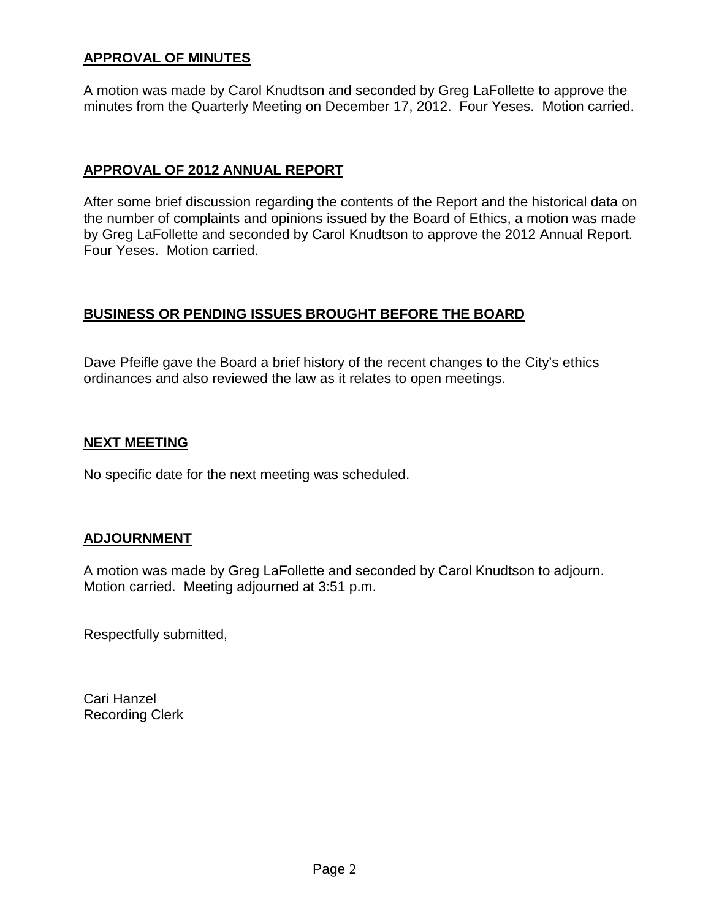## APPROVAL OF MINUTES

A motion was made by Carol Knudtson and seconded by Greg LaFollette to approve the minutes from the Quarterly Meeting on December 17, 2012. Four Yeses. Motion carried.

## APPROVAL OF 2012 ANNUAL REPORT

After some brief discussion regarding the contents of the Report and the historical data on the number of complaints and opinions issued by the Board of Ethics, a motion was made by Greg LaFollette and seconded by Carol Knudtson to approve the 2012 Annual Report. Four Yeses. Motion carried.

## BUSINESS OR PENDING ISSUES BROUGHT BEFORE THE BOARD

Dave Pfeifle gave the Board a brief history of the recent changes to the City's ethics ordinances and also reviewed the law as it relates to open meetings.

## NEXT MEETING

No specific date for the next meeting was scheduled.

## ADJOURNMENT

A motion was made by Greg LaFollette and seconded by Carol Knudtson to adjourn. Motion carried. Meeting adjourned at 3:51 p.m.

Respectfully submitted,

Cari Hanzel
Recording Clerk